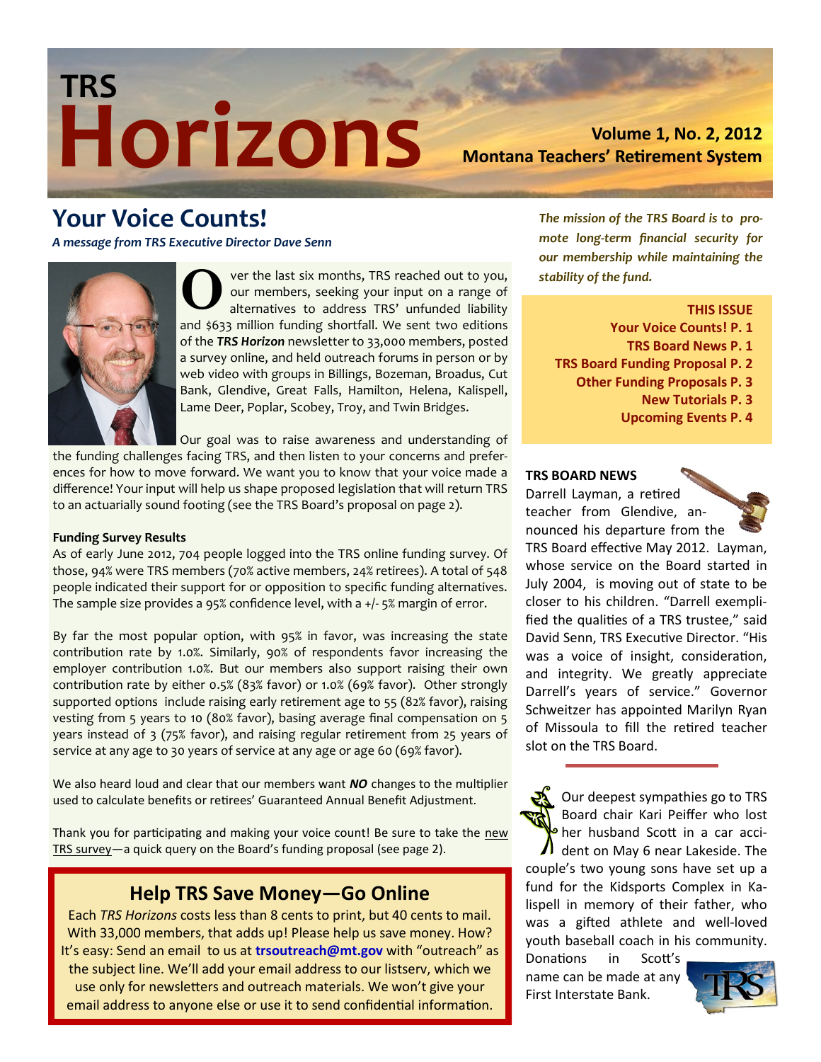# TRS Horizons

**Volume 1, No. 2, 2012**
**Montana Teachers' Retirement System**

## Your Voice Counts!

***A message from TRS Executive Director Dave Senn***

Over the last six months, TRS reached out to you, our members, seeking your input on a range of alternatives to address TRS' unfunded liability and $633 million funding shortfall. We sent two editions of the ***TRS Horizon*** newsletter to 33,000 members, posted a survey online, and held outreach forums in person or by web video with groups in Billings, Bozeman, Broadus, Cut Bank, Glendive, Great Falls, Hamilton, Helena, Kalispell, Lame Deer, Poplar, Scobey, Troy, and Twin Bridges.

Our goal was to raise awareness and understanding of the funding challenges facing TRS, and then listen to your concerns and preferences for how to move forward. We want you to know that your voice made a difference! Your input will help us shape proposed legislation that will return TRS to an actuarially sound footing (see the TRS Board's proposal on page 2).

**Funding Survey Results**

As of early June 2012, 704 people logged into the TRS online funding survey. Of those, 94% were TRS members (70% active members, 24% retirees). A total of 548 people indicated their support for or opposition to specific funding alternatives. The sample size provides a 95% confidence level, with a +/- 5% margin of error.

By far the most popular option, with 95% in favor, was increasing the state contribution rate by 1.0%. Similarly, 90% of respondents favor increasing the employer contribution 1.0%. But our members also support raising their own contribution rate by either 0.5% (83% favor) or 1.0% (69% favor). Other strongly supported options include raising early retirement age to 55 (82% favor), raising vesting from 5 years to 10 (80% favor), basing average final compensation on 5 years instead of 3 (75% favor), and raising regular retirement from 25 years of service at any age to 30 years of service at any age or age 60 (69% favor).

We also heard loud and clear that our members want ***NO*** changes to the multiplier used to calculate benefits or retirees' Guaranteed Annual Benefit Adjustment.

Thank you for participating and making your voice count! Be sure to take the new TRS survey—a quick query on the Board's funding proposal (see page 2).

### Help TRS Save Money—Go Online

Each *TRS Horizons* costs less than 8 cents to print, but 40 cents to mail. With 33,000 members, that adds up! Please help us save money. How? It's easy: Send an email to us at **trsoutreach@mt.gov** with "outreach" as the subject line. We'll add your email address to our listserv, which we use only for newsletters and outreach materials. We won't give your email address to anyone else or use it to send confidential information.

***The mission of the TRS Board is to promote long-term financial security for our membership while maintaining the stability of the fund.***

**THIS ISSUE**
- **Your Voice Counts! P. 1**
- **TRS Board News P. 1**
- **TRS Board Funding Proposal P. 2**
- **Other Funding Proposals P. 3**
- **New Tutorials P. 3**
- **Upcoming Events P. 4**

### TRS BOARD NEWS

Darrell Layman, a retired teacher from Glendive, announced his departure from the TRS Board effective May 2012. Layman, whose service on the Board started in July 2004, is moving out of state to be closer to his children. "Darrell exemplified the qualities of a TRS trustee," said David Senn, TRS Executive Director. "His was a voice of insight, consideration, and integrity. We greatly appreciate Darrell's years of service." Governor Schweitzer has appointed Marilyn Ryan of Missoula to fill the retired teacher slot on the TRS Board.

Our deepest sympathies go to TRS Board chair Kari Peiffer who lost her husband Scott in a car accident on May 6 near Lakeside. The couple's two young sons have set up a fund for the Kidsports Complex in Kalispell in memory of their father, who was a gifted athlete and well-loved youth baseball coach in his community. Donations in Scott's name can be made at any First Interstate Bank.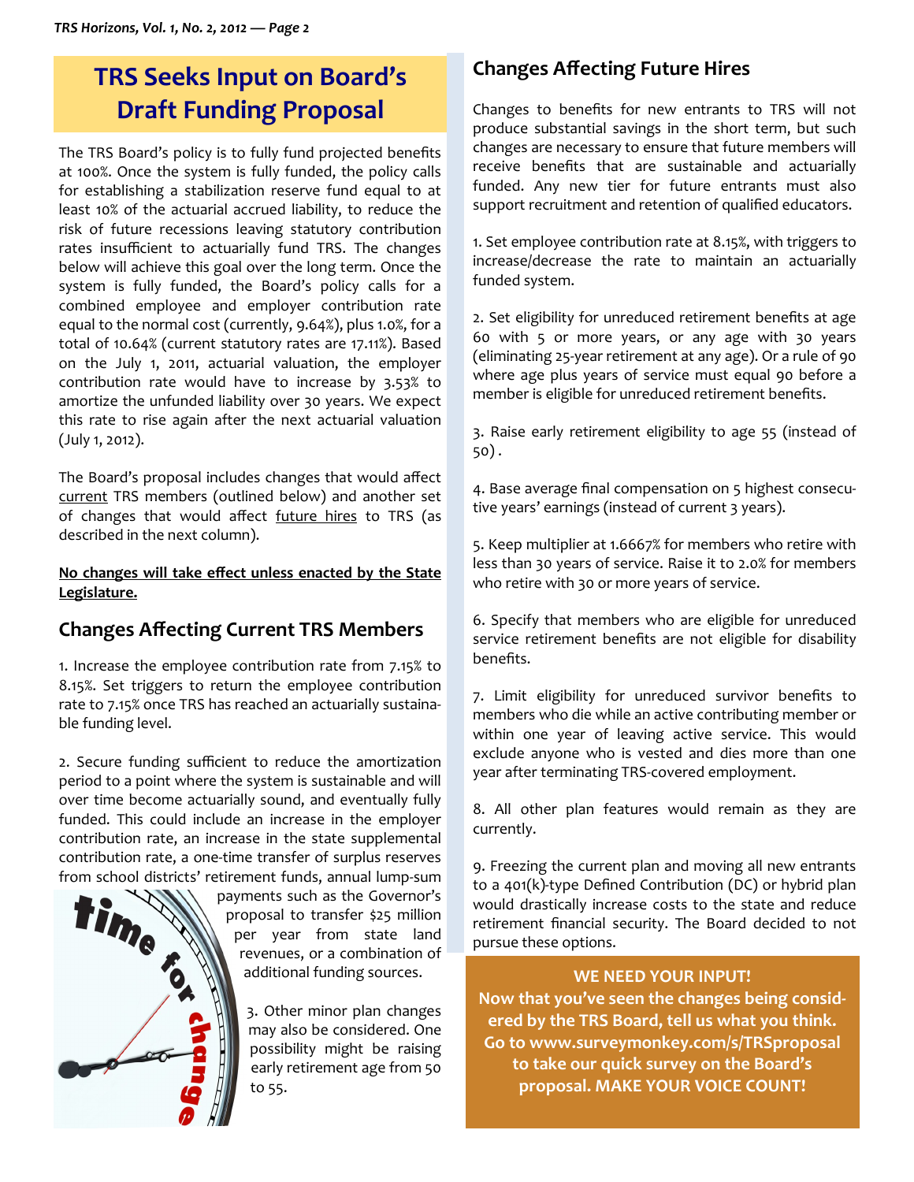# TRS Seeks Input on Board's Draft Funding Proposal

The TRS Board's policy is to fully fund projected benefits at 100%. Once the system is fully funded, the policy calls for establishing a stabilization reserve fund equal to at least 10% of the actuarial accrued liability, to reduce the risk of future recessions leaving statutory contribution rates insufficient to actuarially fund TRS. The changes below will achieve this goal over the long term. Once the system is fully funded, the Board's policy calls for a combined employee and employer contribution rate equal to the normal cost (currently, 9.64%), plus 1.0%, for a total of 10.64% (current statutory rates are 17.11%). Based on the July 1, 2011, actuarial valuation, the employer contribution rate would have to increase by 3.53% to amortize the unfunded liability over 30 years. We expect this rate to rise again after the next actuarial valuation (July 1, 2012).

The Board's proposal includes changes that would affect current TRS members (outlined below) and another set of changes that would affect future hires to TRS (as described in the next column).

**No changes will take effect unless enacted by the State Legislature.**

## Changes Affecting Current TRS Members

1. Increase the employee contribution rate from 7.15% to 8.15%. Set triggers to return the employee contribution rate to 7.15% once TRS has reached an actuarially sustainable funding level.

2. Secure funding sufficient to reduce the amortization period to a point where the system is sustainable and will over time become actuarially sound, and eventually fully funded. This could include an increase in the employer contribution rate, an increase in the state supplemental contribution rate, a one-time transfer of surplus reserves from school districts' retirement funds, annual lump-sum payments such as the Governor's proposal to transfer $25 million per year from state land revenues, or a combination of additional funding sources.

3. Other minor plan changes may also be considered. One possibility might be raising early retirement age from 50 to 55.

## Changes Affecting Future Hires

Changes to benefits for new entrants to TRS will not produce substantial savings in the short term, but such changes are necessary to ensure that future members will receive benefits that are sustainable and actuarially funded. Any new tier for future entrants must also support recruitment and retention of qualified educators.

1. Set employee contribution rate at 8.15%, with triggers to increase/decrease the rate to maintain an actuarially funded system.

2. Set eligibility for unreduced retirement benefits at age 60 with 5 or more years, or any age with 30 years (eliminating 25-year retirement at any age). Or a rule of 90 where age plus years of service must equal 90 before a member is eligible for unreduced retirement benefits.

3. Raise early retirement eligibility to age 55 (instead of 50).

4. Base average final compensation on 5 highest consecutive years' earnings (instead of current 3 years).

5. Keep multiplier at 1.6667% for members who retire with less than 30 years of service. Raise it to 2.0% for members who retire with 30 or more years of service.

6. Specify that members who are eligible for unreduced service retirement benefits are not eligible for disability benefits.

7. Limit eligibility for unreduced survivor benefits to members who die while an active contributing member or within one year of leaving active service. This would exclude anyone who is vested and dies more than one year after terminating TRS-covered employment.

8. All other plan features would remain as they are currently.

9. Freezing the current plan and moving all new entrants to a 401(k)-type Defined Contribution (DC) or hybrid plan would drastically increase costs to the state and reduce retirement financial security. The Board decided to not pursue these options.

**WE NEED YOUR INPUT!**
**Now that you've seen the changes being considered by the TRS Board, tell us what you think. Go to www.surveymonkey.com/s/TRSproposal to take our quick survey on the Board's proposal. MAKE YOUR VOICE COUNT!**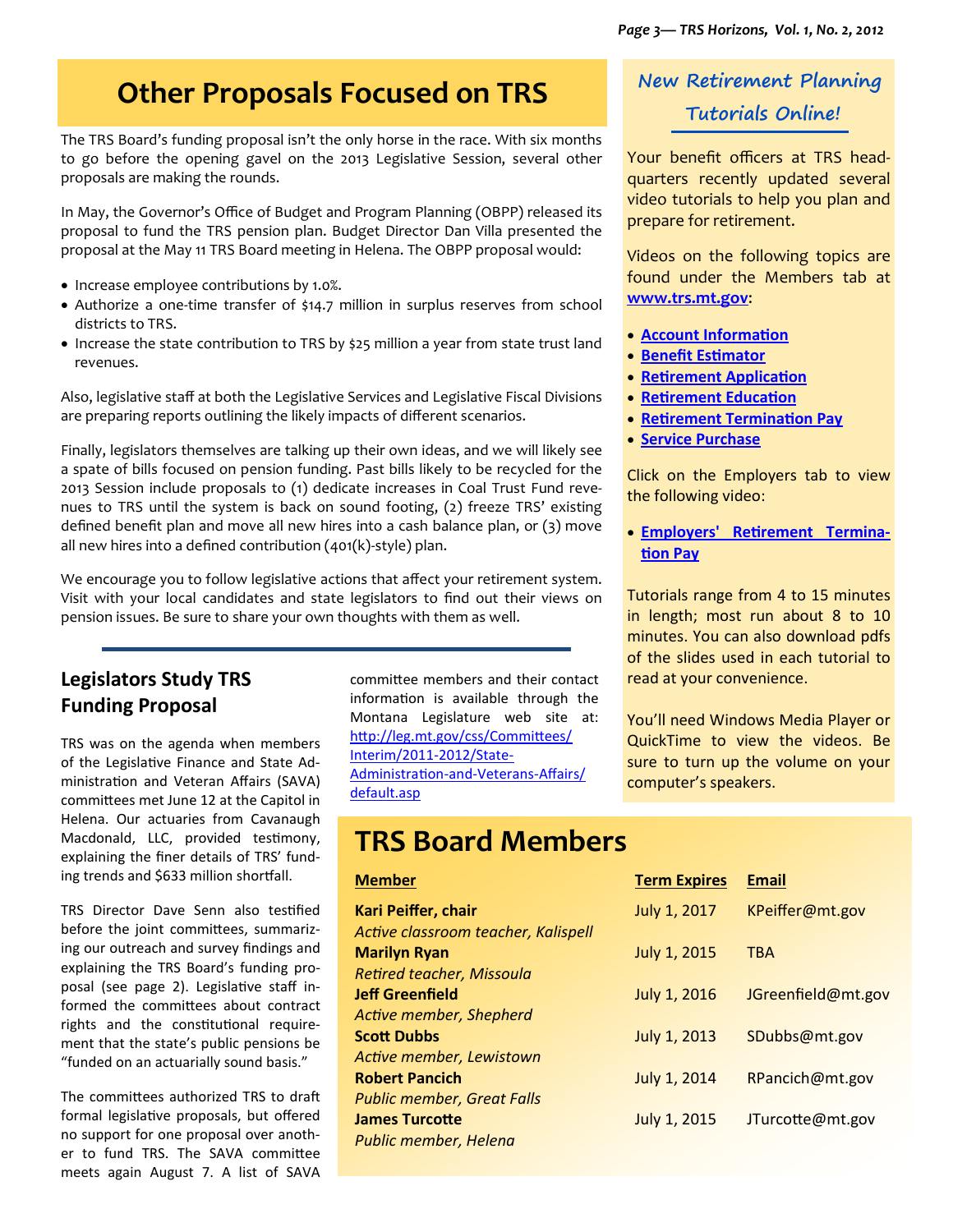# Other Proposals Focused on TRS

The TRS Board's funding proposal isn't the only horse in the race. With six months to go before the opening gavel on the 2013 Legislative Session, several other proposals are making the rounds.

In May, the Governor's Office of Budget and Program Planning (OBPP) released its proposal to fund the TRS pension plan. Budget Director Dan Villa presented the proposal at the May 11 TRS Board meeting in Helena. The OBPP proposal would:

- Increase employee contributions by 1.0%.
- Authorize a one-time transfer of $14.7 million in surplus reserves from school districts to TRS.
- Increase the state contribution to TRS by $25 million a year from state trust land revenues.

Also, legislative staff at both the Legislative Services and Legislative Fiscal Divisions are preparing reports outlining the likely impacts of different scenarios.

Finally, legislators themselves are talking up their own ideas, and we will likely see a spate of bills focused on pension funding. Past bills likely to be recycled for the 2013 Session include proposals to (1) dedicate increases in Coal Trust Fund revenues to TRS until the system is back on sound footing, (2) freeze TRS' existing defined benefit plan and move all new hires into a cash balance plan, or (3) move all new hires into a defined contribution (401(k)-style) plan.

We encourage you to follow legislative actions that affect your retirement system. Visit with your local candidates and state legislators to find out their views on pension issues. Be sure to share your own thoughts with them as well.

## Legislators Study TRS Funding Proposal

TRS was on the agenda when members of the Legislative Finance and State Administration and Veteran Affairs (SAVA) committees met June 12 at the Capitol in Helena. Our actuaries from Cavanaugh Macdonald, LLC, provided testimony, explaining the finer details of TRS' funding trends and $633 million shortfall.

TRS Director Dave Senn also testified before the joint committees, summarizing our outreach and survey findings and explaining the TRS Board's funding proposal (see page 2). Legislative staff informed the committees about contract rights and the constitutional requirement that the state's public pensions be "funded on an actuarially sound basis."

The committees authorized TRS to draft formal legislative proposals, but offered no support for one proposal over another to fund TRS. The SAVA committee meets again August 7. A list of SAVA committee members and their contact information is available through the Montana Legislature web site at: http://leg.mt.gov/css/Committees/Interim/2011-2012/State-Administration-and-Veterans-Affairs/default.asp

## New Retirement Planning Tutorials Online!

Your benefit officers at TRS headquarters recently updated several video tutorials to help you plan and prepare for retirement.

Videos on the following topics are found under the Members tab at **www.trs.mt.gov**:

- **Account Information**
- **Benefit Estimator**
- **Retirement Application**
- **Retirement Education**
- **Retirement Termination Pay**
- **Service Purchase**

Click on the Employers tab to view the following video:

- **Employers' Retirement Termination Pay**

Tutorials range from 4 to 15 minutes in length; most run about 8 to 10 minutes. You can also download pdfs of the slides used in each tutorial to read at your convenience.

You'll need Windows Media Player or QuickTime to view the videos. Be sure to turn up the volume on your computer's speakers.

# TRS Board Members

| Member | Term Expires | Email |
|---|---|---|
| **Kari Peiffer, chair**<br>*Active classroom teacher, Kalispell* | July 1, 2017 | KPeiffer@mt.gov |
| **Marilyn Ryan**<br>*Retired teacher, Missoula* | July 1, 2015 | TBA |
| **Jeff Greenfield**<br>*Active member, Shepherd* | July 1, 2016 | JGreenfield@mt.gov |
| **Scott Dubbs**<br>*Active member, Lewistown* | July 1, 2013 | SDubbs@mt.gov |
| **Robert Pancich**<br>*Public member, Great Falls* | July 1, 2014 | RPancich@mt.gov |
| **James Turcotte**<br>*Public member, Helena* | July 1, 2015 | JTurcotte@mt.gov |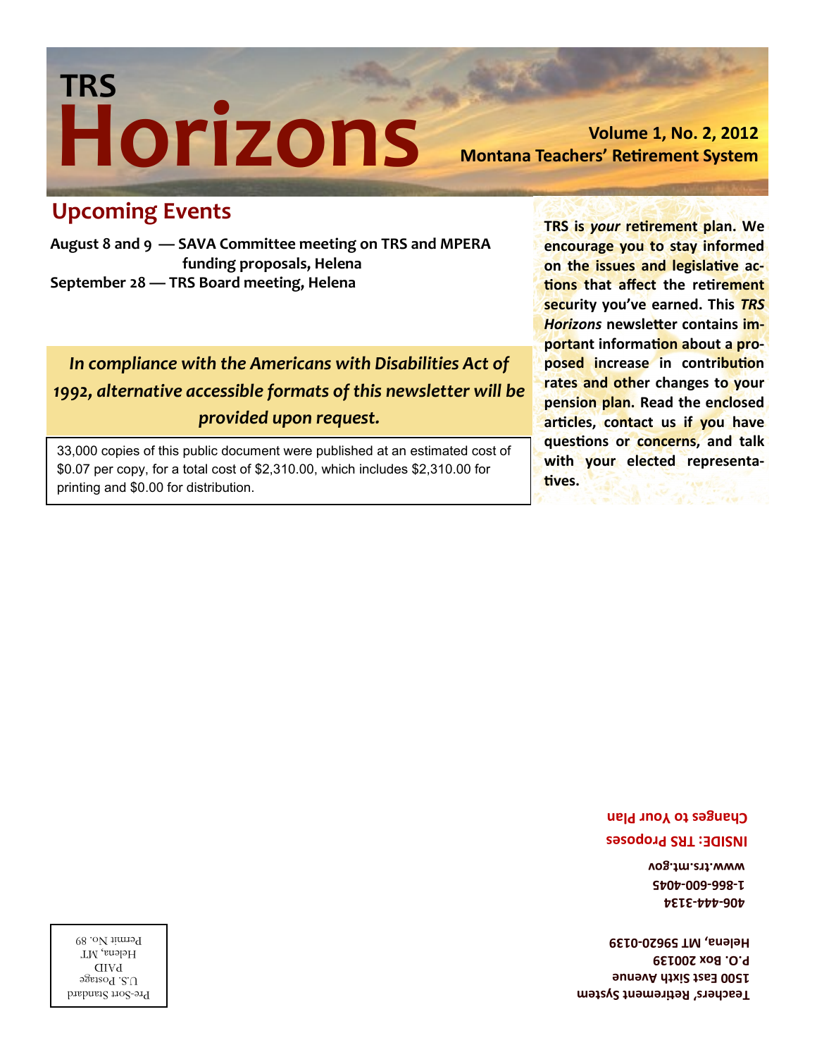# TRS Horizons

**Volume 1, No. 2, 2012**
**Montana Teachers' Retirement System**

## Upcoming Events

**August 8 and 9 — SAVA Committee meeting on TRS and MPERA funding proposals, Helena**
**September 28 — TRS Board meeting, Helena**

***In compliance with the Americans with Disabilities Act of 1992, alternative accessible formats of this newsletter will be provided upon request.***

33,000 copies of this public document were published at an estimated cost of $0.07 per copy, for a total cost of $2,310.00, which includes $2,310.00 for printing and $0.00 for distribution.

**TRS is *your* retirement plan. We encourage you to stay informed on the issues and legislative actions that affect the retirement security you've earned. This *TRS Horizons* newsletter contains important information about a proposed increase in contribution rates and other changes to your pension plan. Read the enclosed articles, contact us if you have questions or concerns, and talk with your elected representatives.**

**Teachers' Retirement System**
**1500 East Sixth Avenue**
**P.O. Box 200139**
**Helena, MT 59620-0139**

**406-444-3134**
**1-866-600-4045**
**www.trs.mt.gov**

**INSIDE: TRS Proposes Changes to Your Plan**

Pre-Sort Standard
U.S. Postage
PAID
Helena, MT
Permit No. 89